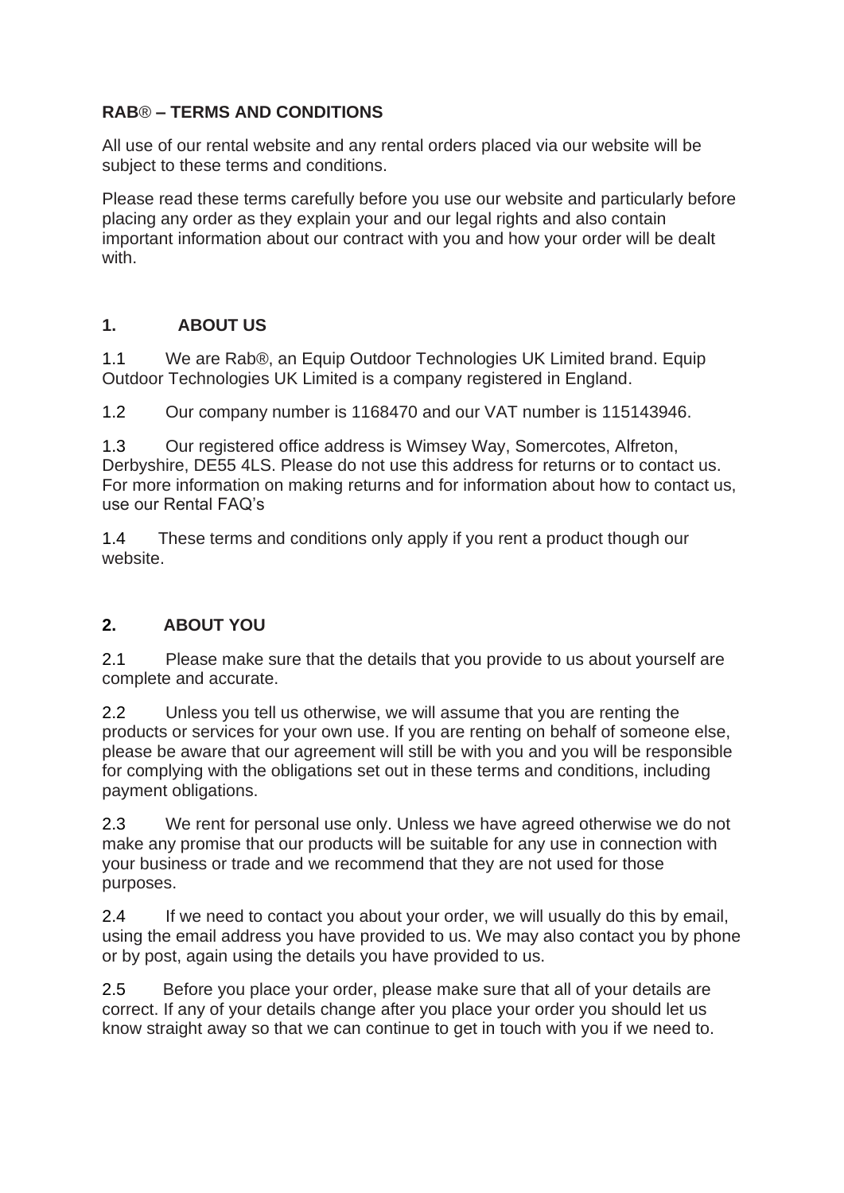# RAB® – TERMS AND CONDITIONS

All use of our rental website and any rental orders placed via our website will be subject to these terms and conditions.

Please read these terms carefully before you use our website and particularly before placing any order as they explain your and our legal rights and also contain important information about our contract with you and how your order will be dealt with.

## 1. ABOUT US

1.1 We are Rab®, an Equip Outdoor Technologies UK Limited brand. Equip Outdoor Technologies UK Limited is a company registered in England.

1.2 Our company number is 1168470 and our VAT number is 115143946.

1.3 Our registered office address is Wimsey Way, Somercotes, Alfreton, Derbyshire, DE55 4LS. Please do not use this address for returns or to contact us. For more information on making returns and for information about how to contact us, use our Rental FAQ's

1.4 These terms and conditions only apply if you rent a product though our website.

## 2. ABOUT YOU

2.1 Please make sure that the details that you provide to us about yourself are complete and accurate.

2.2 Unless you tell us otherwise, we will assume that you are renting the products or services for your own use. If you are renting on behalf of someone else, please be aware that our agreement will still be with you and you will be responsible for complying with the obligations set out in these terms and conditions, including payment obligations.

2.3 We rent for personal use only. Unless we have agreed otherwise we do not make any promise that our products will be suitable for any use in connection with your business or trade and we recommend that they are not used for those purposes.

2.4 If we need to contact you about your order, we will usually do this by email, using the email address you have provided to us. We may also contact you by phone or by post, again using the details you have provided to us.

2.5 Before you place your order, please make sure that all of your details are correct. If any of your details change after you place your order you should let us know straight away so that we can continue to get in touch with you if we need to.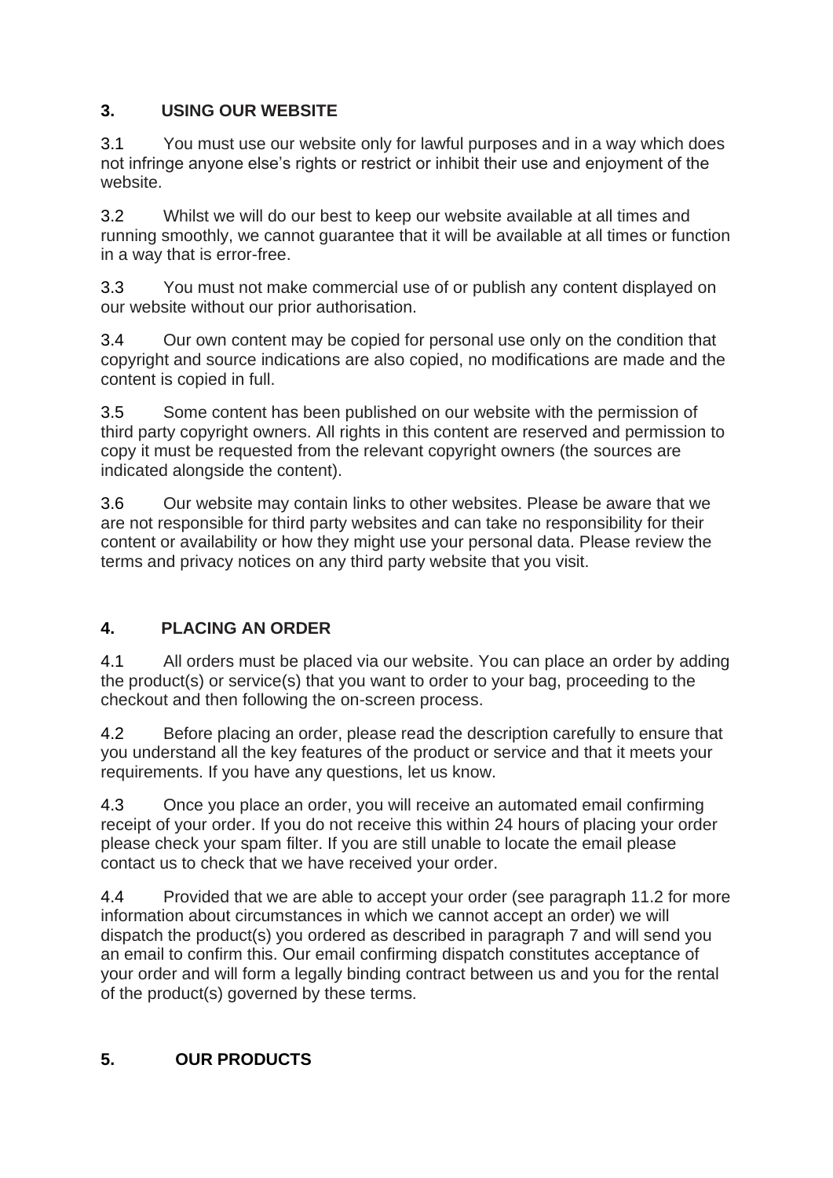## 3. USING OUR WEBSITE

3.1 You must use our website only for lawful purposes and in a way which does not infringe anyone else's rights or restrict or inhibit their use and enjoyment of the website.

3.2 Whilst we will do our best to keep our website available at all times and running smoothly, we cannot guarantee that it will be available at all times or function in a way that is error-free.

3.3 You must not make commercial use of or publish any content displayed on our website without our prior authorisation.

3.4 Our own content may be copied for personal use only on the condition that copyright and source indications are also copied, no modifications are made and the content is copied in full.

3.5 Some content has been published on our website with the permission of third party copyright owners. All rights in this content are reserved and permission to copy it must be requested from the relevant copyright owners (the sources are indicated alongside the content).

3.6 Our website may contain links to other websites. Please be aware that we are not responsible for third party websites and can take no responsibility for their content or availability or how they might use your personal data. Please review the terms and privacy notices on any third party website that you visit.

## 4. PLACING AN ORDER

4.1 All orders must be placed via our website. You can place an order by adding the product(s) or service(s) that you want to order to your bag, proceeding to the checkout and then following the on-screen process.

4.2 Before placing an order, please read the description carefully to ensure that you understand all the key features of the product or service and that it meets your requirements. If you have any questions, let us know.

4.3 Once you place an order, you will receive an automated email confirming receipt of your order. If you do not receive this within 24 hours of placing your order please check your spam filter. If you are still unable to locate the email please contact us to check that we have received your order.

4.4 Provided that we are able to accept your order (see paragraph 11.2 for more information about circumstances in which we cannot accept an order) we will dispatch the product(s) you ordered as described in paragraph 7 and will send you an email to confirm this. Our email confirming dispatch constitutes acceptance of your order and will form a legally binding contract between us and you for the rental of the product(s) governed by these terms.

## 5. OUR PRODUCTS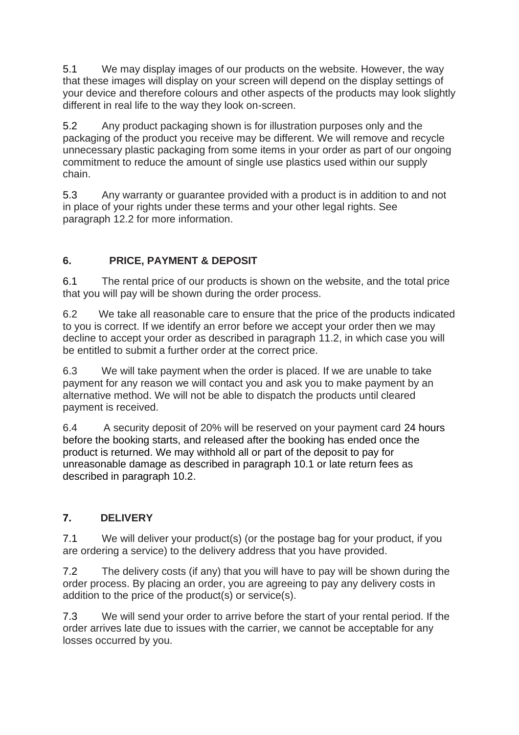5.1 We may display images of our products on the website. However, the way that these images will display on your screen will depend on the display settings of your device and therefore colours and other aspects of the products may look slightly different in real life to the way they look on-screen.

5.2 Any product packaging shown is for illustration purposes only and the packaging of the product you receive may be different. We will remove and recycle unnecessary plastic packaging from some items in your order as part of our ongoing commitment to reduce the amount of single use plastics used within our supply chain.

5.3 Any warranty or guarantee provided with a product is in addition to and not in place of your rights under these terms and your other legal rights. See paragraph 12.2 for more information.

## 6. PRICE, PAYMENT & DEPOSIT

6.1 The rental price of our products is shown on the website, and the total price that you will pay will be shown during the order process.

6.2 We take all reasonable care to ensure that the price of the products indicated to you is correct. If we identify an error before we accept your order then we may decline to accept your order as described in paragraph 11.2, in which case you will be entitled to submit a further order at the correct price.

6.3 We will take payment when the order is placed. If we are unable to take payment for any reason we will contact you and ask you to make payment by an alternative method. We will not be able to dispatch the products until cleared payment is received.

6.4 A security deposit of 20% will be reserved on your payment card 24 hours before the booking starts, and released after the booking has ended once the product is returned. We may withhold all or part of the deposit to pay for unreasonable damage as described in paragraph 10.1 or late return fees as described in paragraph 10.2.

## 7. DELIVERY

7.1 We will deliver your product(s) (or the postage bag for your product, if you are ordering a service) to the delivery address that you have provided.

7.2 The delivery costs (if any) that you will have to pay will be shown during the order process. By placing an order, you are agreeing to pay any delivery costs in addition to the price of the product(s) or service(s).

7.3 We will send your order to arrive before the start of your rental period. If the order arrives late due to issues with the carrier, we cannot be acceptable for any losses occurred by you.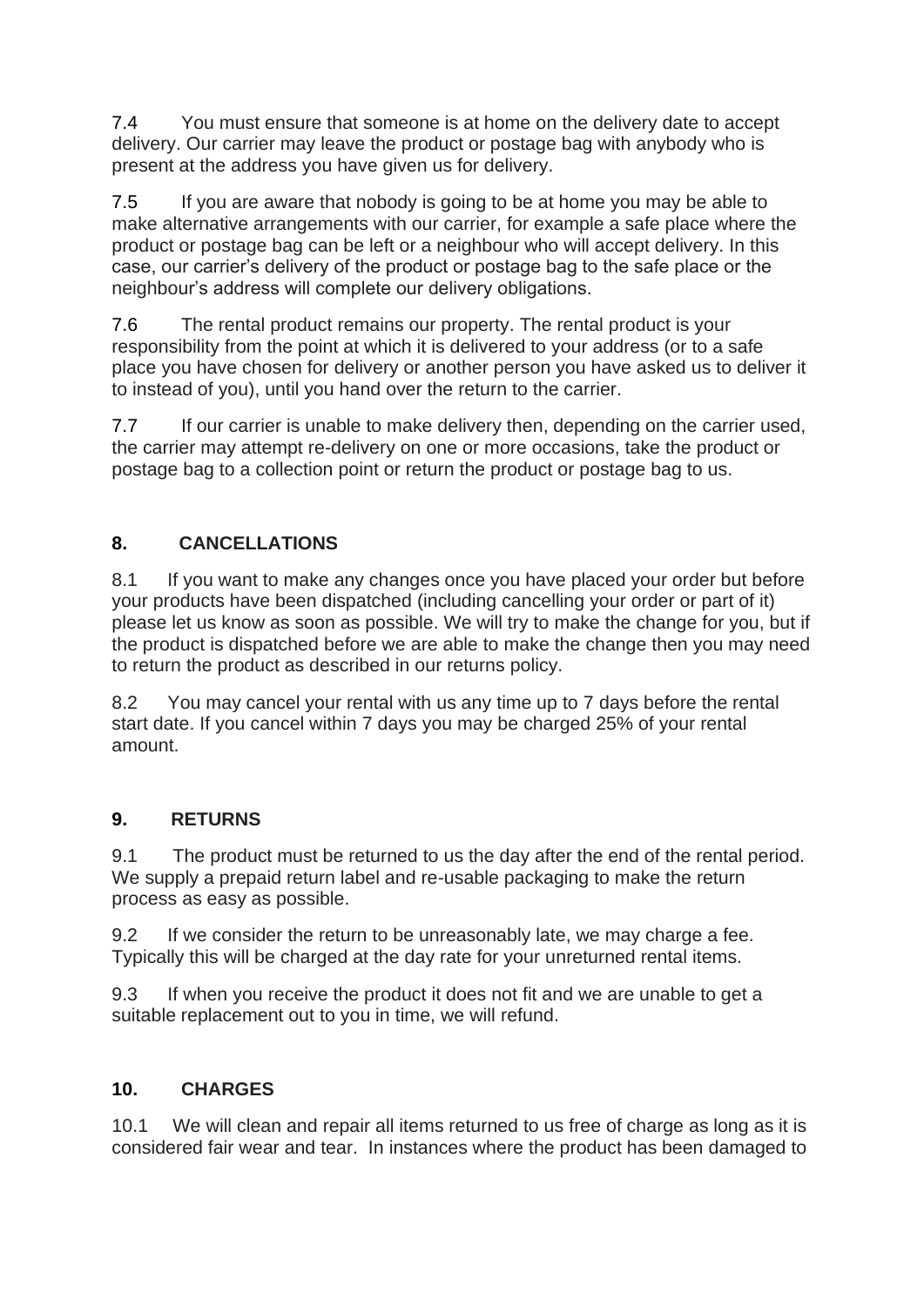7.4 You must ensure that someone is at home on the delivery date to accept delivery. Our carrier may leave the product or postage bag with anybody who is present at the address you have given us for delivery.

7.5 If you are aware that nobody is going to be at home you may be able to make alternative arrangements with our carrier, for example a safe place where the product or postage bag can be left or a neighbour who will accept delivery. In this case, our carrier's delivery of the product or postage bag to the safe place or the neighbour's address will complete our delivery obligations.

7.6 The rental product remains our property. The rental product is your responsibility from the point at which it is delivered to your address (or to a safe place you have chosen for delivery or another person you have asked us to deliver it to instead of you), until you hand over the return to the carrier.

7.7 If our carrier is unable to make delivery then, depending on the carrier used, the carrier may attempt re-delivery on one or more occasions, take the product or postage bag to a collection point or return the product or postage bag to us.

## 8. CANCELLATIONS

8.1 If you want to make any changes once you have placed your order but before your products have been dispatched (including cancelling your order or part of it) please let us know as soon as possible. We will try to make the change for you, but if the product is dispatched before we are able to make the change then you may need to return the product as described in our returns policy.

8.2 You may cancel your rental with us any time up to 7 days before the rental start date. If you cancel within 7 days you may be charged 25% of your rental amount.

## 9. RETURNS

9.1 The product must be returned to us the day after the end of the rental period. We supply a prepaid return label and re-usable packaging to make the return process as easy as possible.

9.2 If we consider the return to be unreasonably late, we may charge a fee. Typically this will be charged at the day rate for your unreturned rental items.

9.3 If when you receive the product it does not fit and we are unable to get a suitable replacement out to you in time, we will refund.

## 10. CHARGES

10.1 We will clean and repair all items returned to us free of charge as long as it is considered fair wear and tear. In instances where the product has been damaged to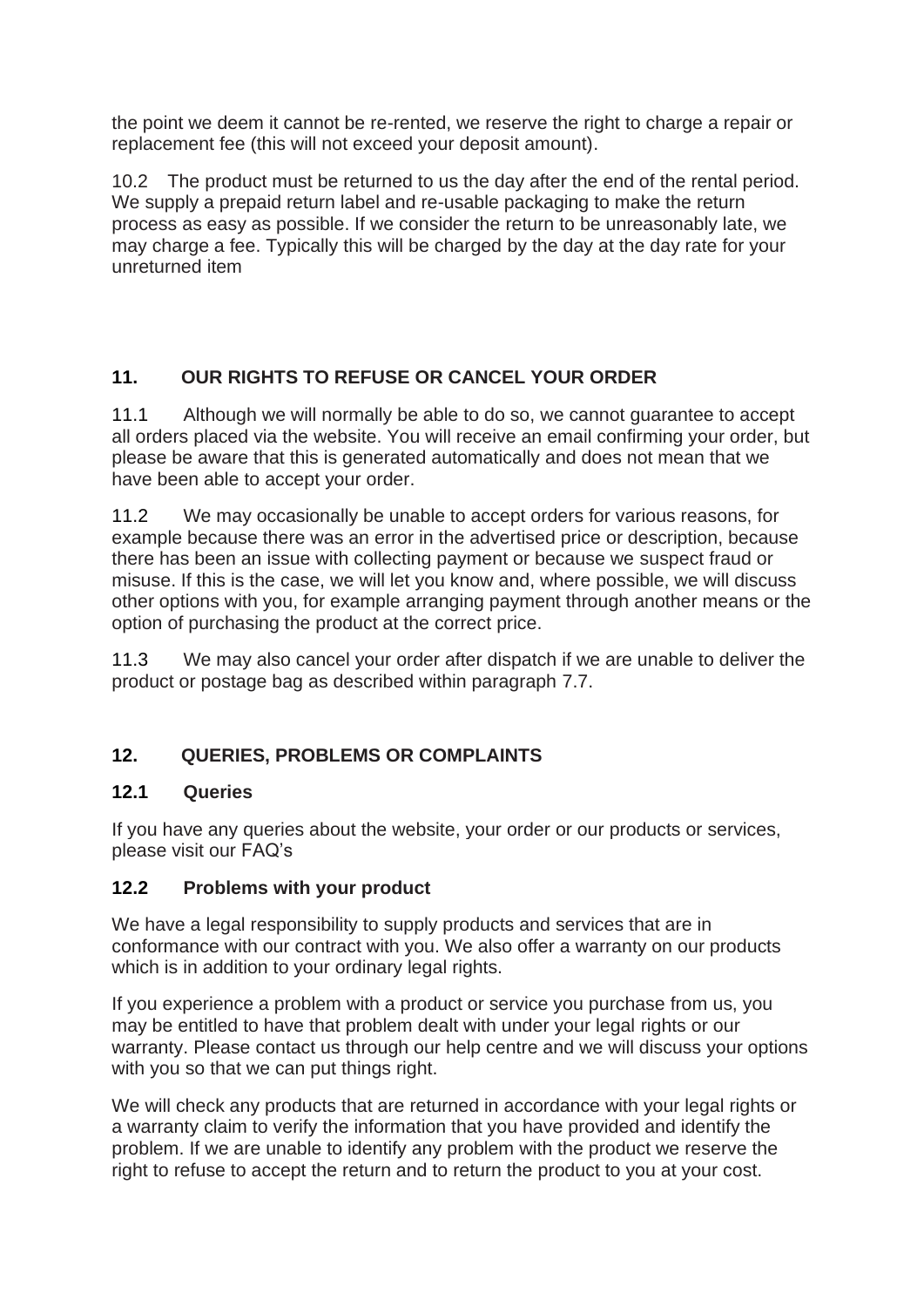the point we deem it cannot be re-rented, we reserve the right to charge a repair or replacement fee (this will not exceed your deposit amount).

10.2 The product must be returned to us the day after the end of the rental period. We supply a prepaid return label and re-usable packaging to make the return process as easy as possible. If we consider the return to be unreasonably late, we may charge a fee. Typically this will be charged by the day at the day rate for your unreturned item

## 11. OUR RIGHTS TO REFUSE OR CANCEL YOUR ORDER

11.1 Although we will normally be able to do so, we cannot guarantee to accept all orders placed via the website. You will receive an email confirming your order, but please be aware that this is generated automatically and does not mean that we have been able to accept your order.

11.2 We may occasionally be unable to accept orders for various reasons, for example because there was an error in the advertised price or description, because there has been an issue with collecting payment or because we suspect fraud or misuse. If this is the case, we will let you know and, where possible, we will discuss other options with you, for example arranging payment through another means or the option of purchasing the product at the correct price.

11.3 We may also cancel your order after dispatch if we are unable to deliver the product or postage bag as described within paragraph 7.7.

## 12. QUERIES, PROBLEMS OR COMPLAINTS

### 12.1 Queries

If you have any queries about the website, your order or our products or services, please visit our FAQ's

### 12.2 Problems with your product

We have a legal responsibility to supply products and services that are in conformance with our contract with you. We also offer a warranty on our products which is in addition to your ordinary legal rights.

If you experience a problem with a product or service you purchase from us, you may be entitled to have that problem dealt with under your legal rights or our warranty. Please contact us through our help centre and we will discuss your options with you so that we can put things right.

We will check any products that are returned in accordance with your legal rights or a warranty claim to verify the information that you have provided and identify the problem. If we are unable to identify any problem with the product we reserve the right to refuse to accept the return and to return the product to you at your cost.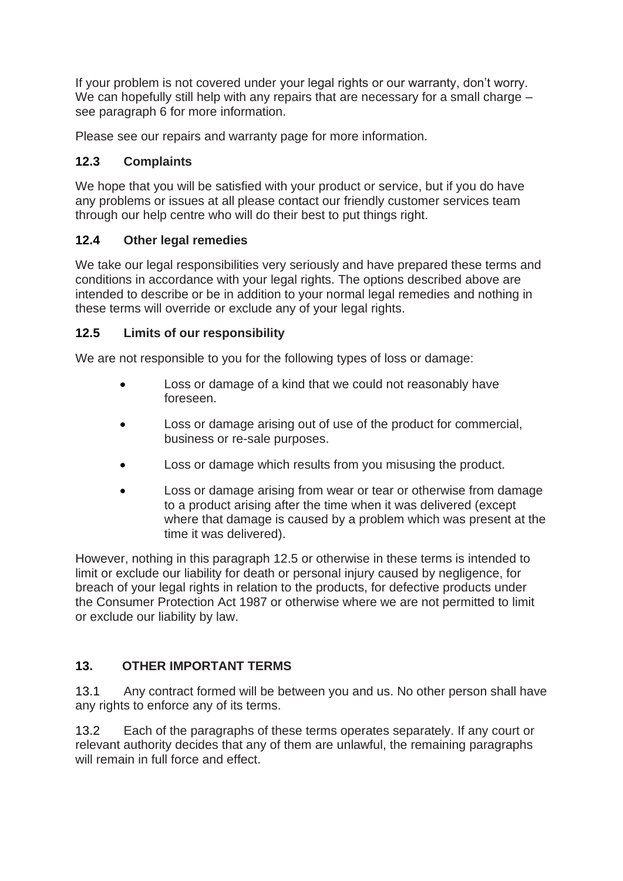If your problem is not covered under your legal rights or our warranty, don't worry. We can hopefully still help with any repairs that are necessary for a small charge – see paragraph 6 for more information.

Please see our repairs and warranty page for more information.

### 12.3 Complaints

We hope that you will be satisfied with your product or service, but if you do have any problems or issues at all please contact our friendly customer services team through our help centre who will do their best to put things right.

### 12.4 Other legal remedies

We take our legal responsibilities very seriously and have prepared these terms and conditions in accordance with your legal rights. The options described above are intended to describe or be in addition to your normal legal remedies and nothing in these terms will override or exclude any of your legal rights.

### 12.5 Limits of our responsibility

We are not responsible to you for the following types of loss or damage:

- Loss or damage of a kind that we could not reasonably have foreseen.
- Loss or damage arising out of use of the product for commercial, business or re-sale purposes.
- Loss or damage which results from you misusing the product.
- Loss or damage arising from wear or tear or otherwise from damage to a product arising after the time when it was delivered (except where that damage is caused by a problem which was present at the time it was delivered).

However, nothing in this paragraph 12.5 or otherwise in these terms is intended to limit or exclude our liability for death or personal injury caused by negligence, for breach of your legal rights in relation to the products, for defective products under the Consumer Protection Act 1987 or otherwise where we are not permitted to limit or exclude our liability by law.

## 13. OTHER IMPORTANT TERMS

13.1 Any contract formed will be between you and us. No other person shall have any rights to enforce any of its terms.

13.2 Each of the paragraphs of these terms operates separately. If any court or relevant authority decides that any of them are unlawful, the remaining paragraphs will remain in full force and effect.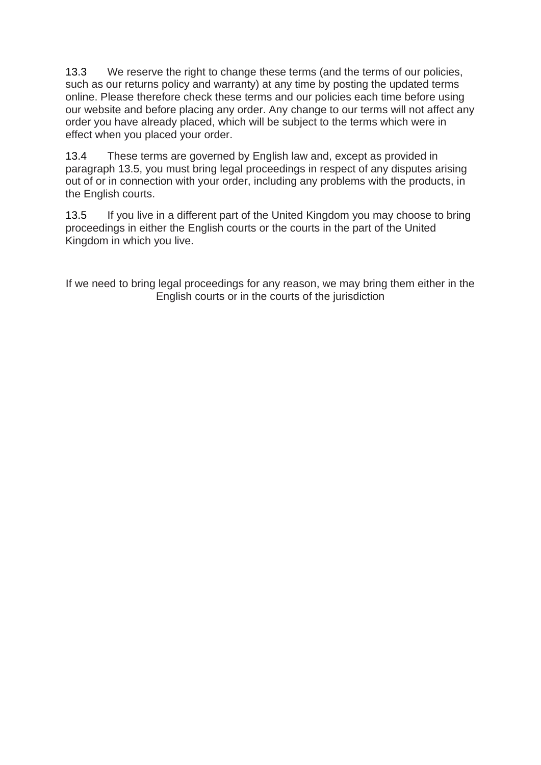13.3 We reserve the right to change these terms (and the terms of our policies, such as our returns policy and warranty) at any time by posting the updated terms online. Please therefore check these terms and our policies each time before using our website and before placing any order. Any change to our terms will not affect any order you have already placed, which will be subject to the terms which were in effect when you placed your order.

13.4 These terms are governed by English law and, except as provided in paragraph 13.5, you must bring legal proceedings in respect of any disputes arising out of or in connection with your order, including any problems with the products, in the English courts.

13.5 If you live in a different part of the United Kingdom you may choose to bring proceedings in either the English courts or the courts in the part of the United Kingdom in which you live.

If we need to bring legal proceedings for any reason, we may bring them either in the English courts or in the courts of the jurisdiction